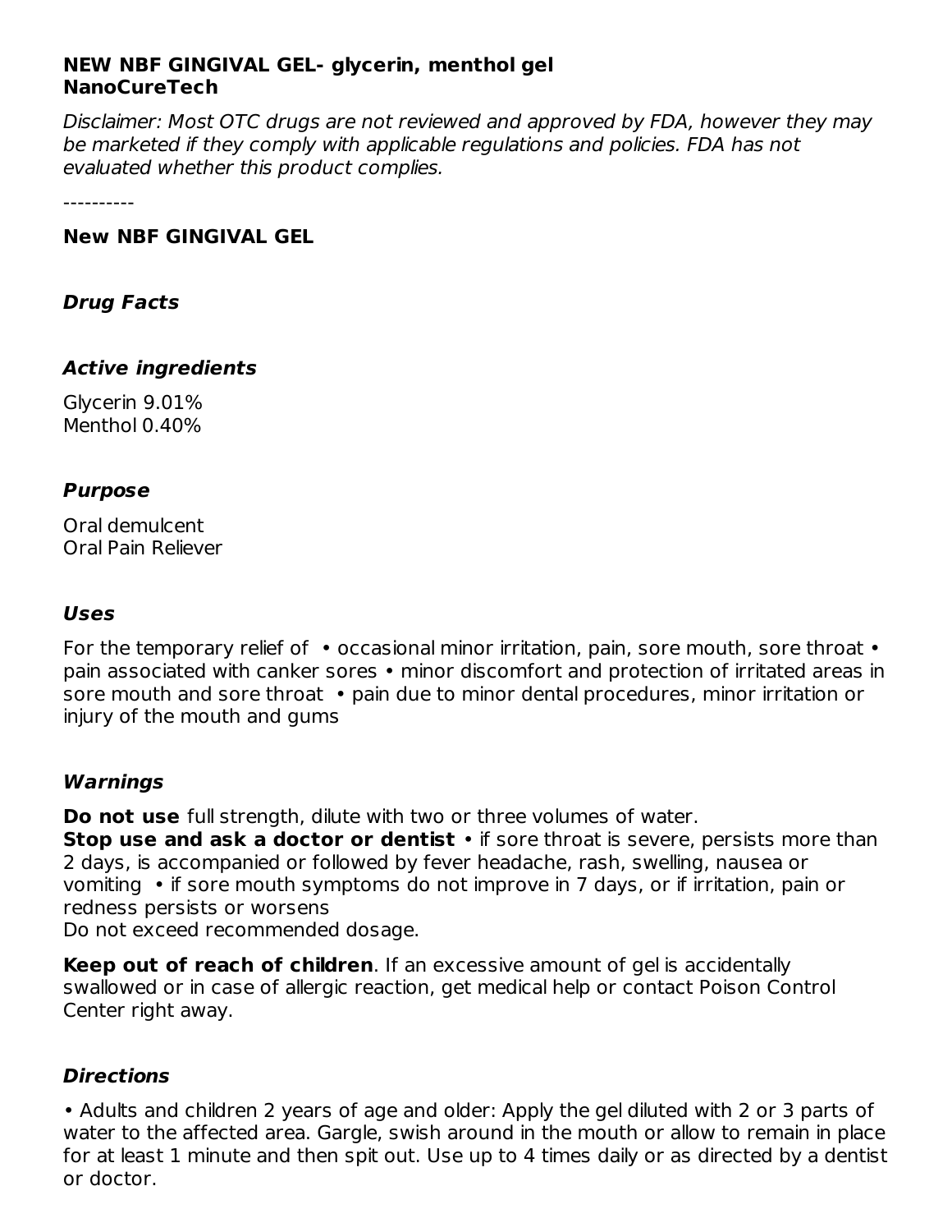**NEW NBF GINGIVAL GEL- glycerin, menthol gel**
**NanoCureTech**

*Disclaimer: Most OTC drugs are not reviewed and approved by FDA, however they may be marketed if they comply with applicable regulations and policies. FDA has not evaluated whether this product complies.*

----------

**New NBF GINGIVAL GEL**

### *Drug Facts*

### *Active ingredients*

Glycerin 9.01%
Menthol 0.40%

### *Purpose*

Oral demulcent
Oral Pain Reliever

### *Uses*

For the temporary relief of • occasional minor irritation, pain, sore mouth, sore throat • pain associated with canker sores • minor discomfort and protection of irritated areas in sore mouth and sore throat • pain due to minor dental procedures, minor irritation or injury of the mouth and gums

### *Warnings*

**Do not use** full strength, dilute with two or three volumes of water.
**Stop use and ask a doctor or dentist** • if sore throat is severe, persists more than 2 days, is accompanied or followed by fever headache, rash, swelling, nausea or vomiting • if sore mouth symptoms do not improve in 7 days, or if irritation, pain or redness persists or worsens
Do not exceed recommended dosage.

**Keep out of reach of children**. If an excessive amount of gel is accidentally swallowed or in case of allergic reaction, get medical help or contact Poison Control Center right away.

### *Directions*

• Adults and children 2 years of age and older: Apply the gel diluted with 2 or 3 parts of water to the affected area. Gargle, swish around in the mouth or allow to remain in place for at least 1 minute and then spit out. Use up to 4 times daily or as directed by a dentist or doctor.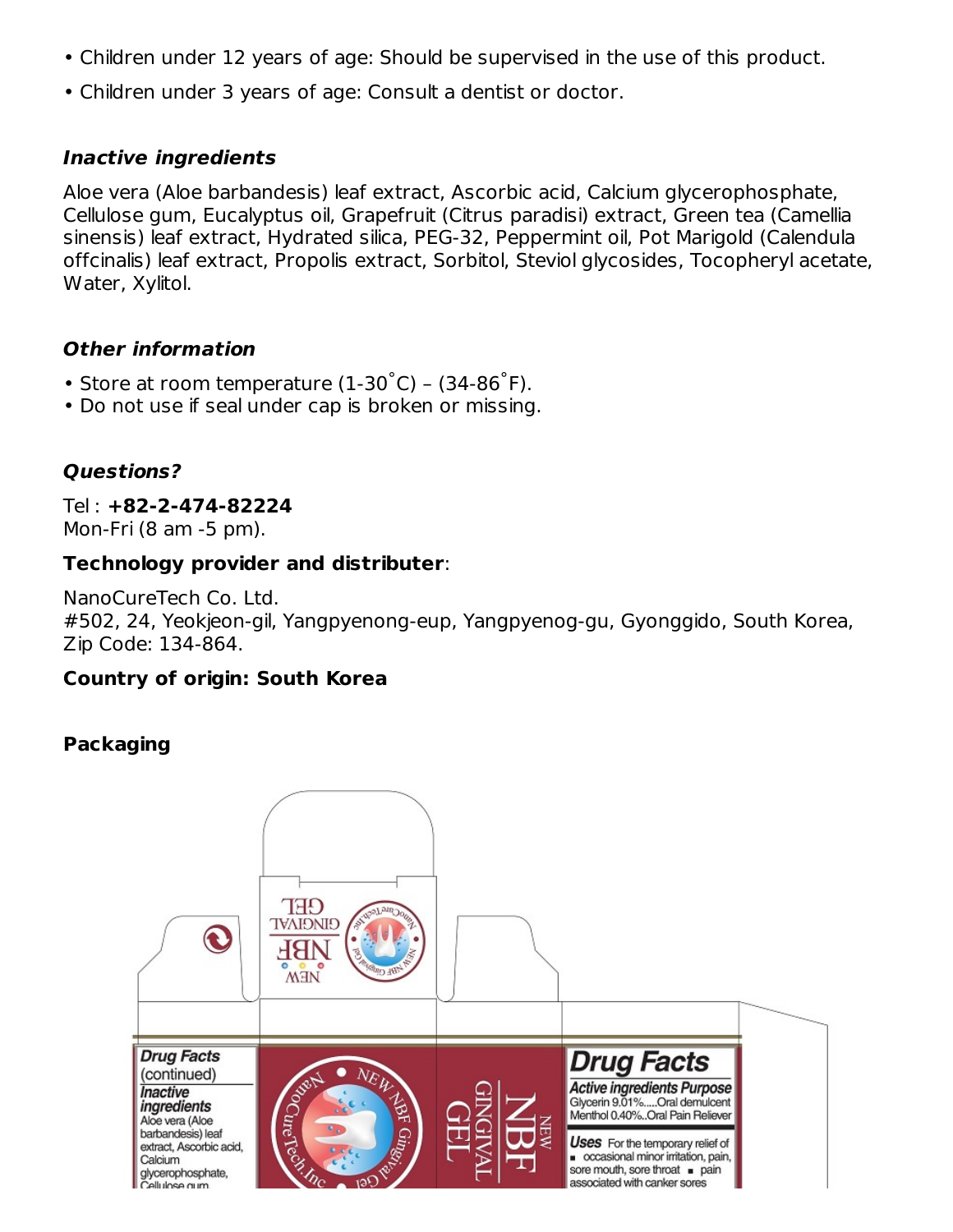- Children under 12 years of age: Should be supervised in the use of this product.
- Children under 3 years of age: Consult a dentist or doctor.

### *Inactive ingredients*

Aloe vera (Aloe barbandesis) leaf extract, Ascorbic acid, Calcium glycerophosphate, Cellulose gum, Eucalyptus oil, Grapefruit (Citrus paradisi) extract, Green tea (Camellia sinensis) leaf extract, Hydrated silica, PEG-32, Peppermint oil, Pot Marigold (Calendula offcinalis) leaf extract, Propolis extract, Sorbitol, Steviol glycosides, Tocopheryl acetate, Water, Xylitol.

### *Other information*

- Store at room temperature (1-30˚C) – (34-86˚F).
- Do not use if seal under cap is broken or missing.

### *Questions?*

Tel : **+82-2-474-82224**
Mon-Fri (8 am -5 pm).

**Technology provider and distributer**:

NanoCureTech Co. Ltd.
#502, 24, Yeokjeon-gil, Yangpyenong-eup, Yangpyenog-gu, Gyonggido, South Korea, Zip Code: 134-864.

**Country of origin: South Korea**

**Packaging**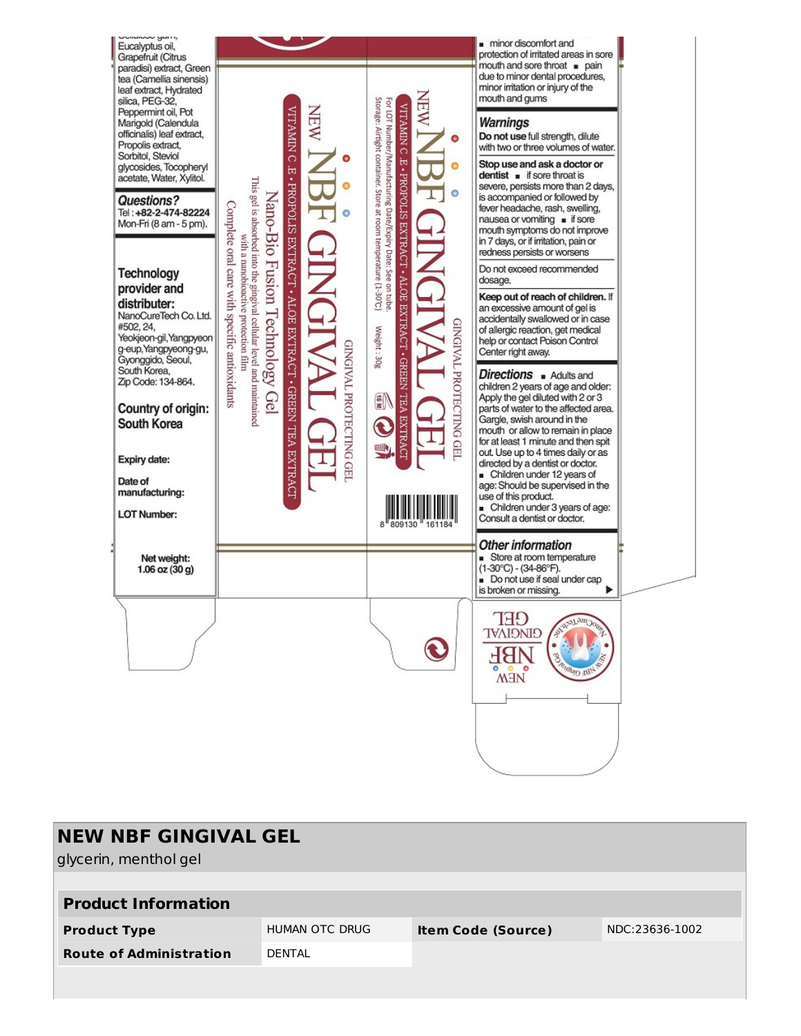Cellulose gum, Eucalyptus oil, Grapefruit (Citrus paradisi) extract, Green tea (Camellia sinensis) leaf extract, Hydrated silica, PEG-32, Peppermint oil, Pot Marigold (Calendula officinalis) leaf extract, Propolis extract, Sorbitol, Steviol glycosides, Tocopheryl acetate, Water, Xylitol.

**Questions?**
Tel : **+82-2-474-82224**
Mon-Fri (8 am - 5 pm).

**Technology provider and distributer:**
NanoCureTech Co. Ltd.
#502, 24, Yeokjeon-gil, Yangpyeong-eup, Yangpyeong-gu, Gyonggido, Seoul, South Korea,
Zip Code: 134-864.

**Country of origin: South Korea**

**Expiry date:**

**Date of manufacturing:**

**LOT Number:**

**Net weight: 1.06 oz (30 g)**

NEW NBF GINGIVAL GEL
GINGIVAL PROTECTING GEL
VITAMIN C.E • PROPOLIS EXTRACT • ALOE EXTRACT • GREEN TEA EXTRACT
Nano-Bio Fusion Technology Gel
This gel is absorbed into the gingival cellular level and maintained with a nanobioactive protection film
Complete oral care with specific antioxidants

NEW NBF GINGIVAL GEL
GINGIVAL PROTECTING GEL
VITAMIN C.E • PROPOLIS EXTRACT • ALOE EXTRACT • GREEN TEA EXTRACT
For LOT Number/Manufacturing Date/Expiry Date: See on tube.
Storage: Airtight container. Store at room temperature (1-30°C)
Weight : 30g

8 809130 161184

- minor discomfort and protection of irritated areas in sore mouth and sore throat
- pain due to minor dental procedures, minor irritation or injury of the mouth and gums

***Warnings***

**Do not use** full strength, dilute with two or three volumes of water.

**Stop use and ask a doctor or dentist**
- if sore throat is severe, persists more than 2 days, is accompanied or followed by fever headache, rash, swelling, nausea or vomiting
- if sore mouth symptoms do not improve in 7 days, or if irritation, pain or redness persists or worsens

Do not exceed recommended dosage.

**Keep out of reach of children.** If an excessive amount of gel is accidentally swallowed or in case of allergic reaction, get medical help or contact Poison Control Center right away.

***Directions***
- Adults and children 2 years of age and older: Apply the gel diluted with 2 or 3 parts of water to the affected area. Gargle, swish around in the mouth or allow to remain in place for at least 1 minute and then spit out. Use up to 4 times daily or as directed by a dentist or doctor.
- Children under 12 years of age: Should be supervised in the use of this product.
- Children under 3 years of age: Consult a dentist or doctor.

***Other information***
- Store at room temperature (1-30°C) - (34-86°F).
- Do not use if seal under cap is broken or missing.

NEW NBF GINGIVAL GEL

NanoCureTech,Inc — NEW NBF Gingival Gel

## NEW NBF GINGIVAL GEL

glycerin, menthol gel

| **Product Information** | | | |
|---|---|---|---|
| **Product Type** | HUMAN OTC DRUG | **Item Code (Source)** | NDC:23636-1002 |
| **Route of Administration** | DENTAL | | |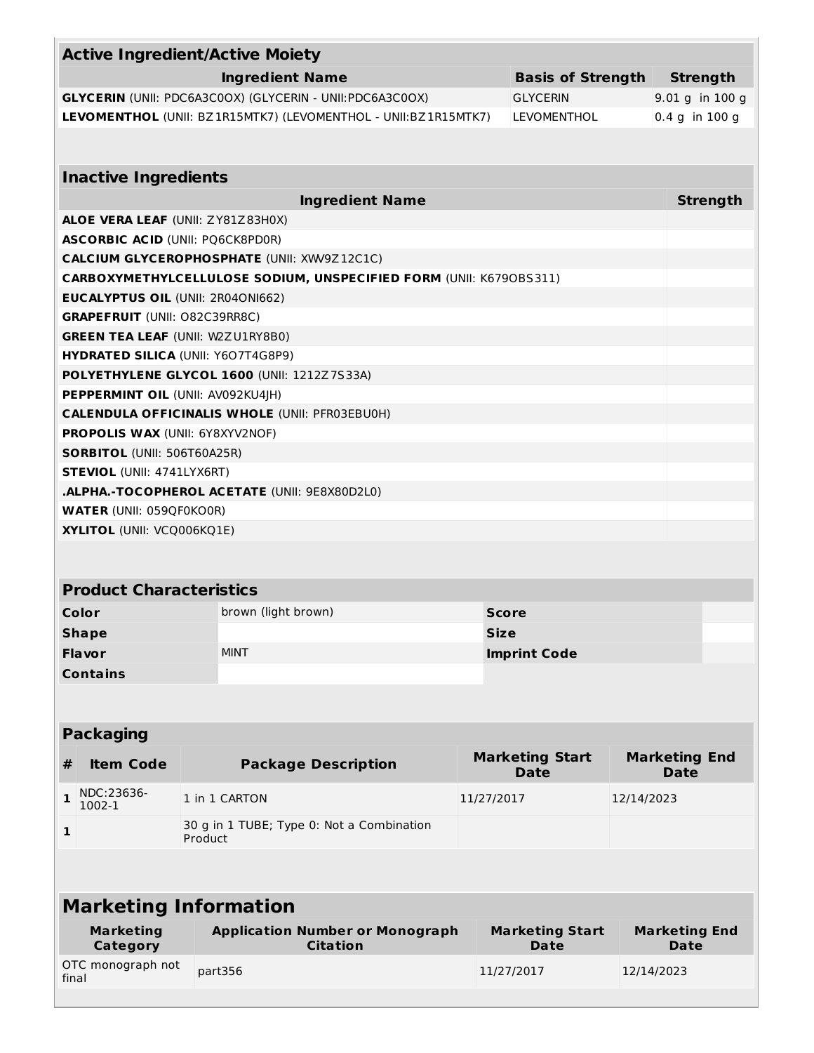| Active Ingredient/Active Moiety | | |
|---|---|---|
| **Ingredient Name** | **Basis of Strength** | **Strength** |
| **GLYCERIN** (UNII: PDC6A3C0OX) (GLYCERIN - UNII:PDC6A3C0OX) | GLYCERIN | 9.01 g in 100 g |
| **LEVOMENTHOL** (UNII: BZ1R15MTK7) (LEVOMENTHOL - UNII:BZ1R15MTK7) | LEVOMENTHOL | 0.4 g in 100 g |

| Inactive Ingredients | |
|---|---|
| **Ingredient Name** | **Strength** |
| **ALOE VERA LEAF** (UNII: ZY81Z83H0X) | |
| **ASCORBIC ACID** (UNII: PQ6CK8PD0R) | |
| **CALCIUM GLYCEROPHOSPHATE** (UNII: XW9Z12C1C) | |
| **CARBOXYMETHYLCELLULOSE SODIUM, UNSPECIFIED FORM** (UNII: K679OBS311) | |
| **EUCALYPTUS OIL** (UNII: 2R04ONI662) | |
| **GRAPEFRUIT** (UNII: O82C39RR8C) | |
| **GREEN TEA LEAF** (UNII: W2ZU1RY8B0) | |
| **HYDRATED SILICA** (UNII: Y6O7T4G8P9) | |
| **POLYETHYLENE GLYCOL 1600** (UNII: 1212Z7S33A) | |
| **PEPPERMINT OIL** (UNII: AV092KU4JH) | |
| **CALENDULA OFFICINALIS WHOLE** (UNII: PFR03EBU0H) | |
| **PROPOLIS WAX** (UNII: 6Y8XYV2NOF) | |
| **SORBITOL** (UNII: 506T60A25R) | |
| **STEVIOL** (UNII: 4741LYX6RT) | |
| **.ALPHA.-TOCOPHEROL ACETATE** (UNII: 9E8X80D2L0) | |
| **WATER** (UNII: 059QF0KO0R) | |
| **XYLITOL** (UNII: VCQ006KQ1E) | |

| Product Characteristics | | | |
|---|---|---|---|
| **Color** | brown (light brown) | **Score** | |
| **Shape** | | **Size** | |
| **Flavor** | MINT | **Imprint Code** | |
| **Contains** | | | |

| Packaging | | | | |
|---|---|---|---|---|
| **#** | **Item Code** | **Package Description** | **Marketing Start Date** | **Marketing End Date** |
| **1** | NDC:23636-1002-1 | 1 in 1 CARTON | 11/27/2017 | 12/14/2023 |
| **1** | | 30 g in 1 TUBE; Type 0: Not a Combination Product | | |

| Marketing Information | | | |
|---|---|---|---|
| **Marketing Category** | **Application Number or Monograph Citation** | **Marketing Start Date** | **Marketing End Date** |
| OTC monograph not final | part356 | 11/27/2017 | 12/14/2023 |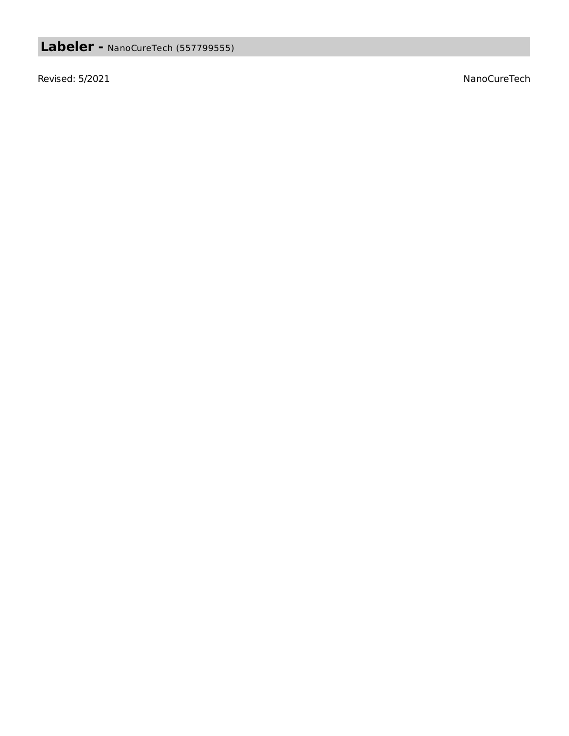## **Labeler -** NanoCureTech (557799555)

Revised: 5/2021

NanoCureTech